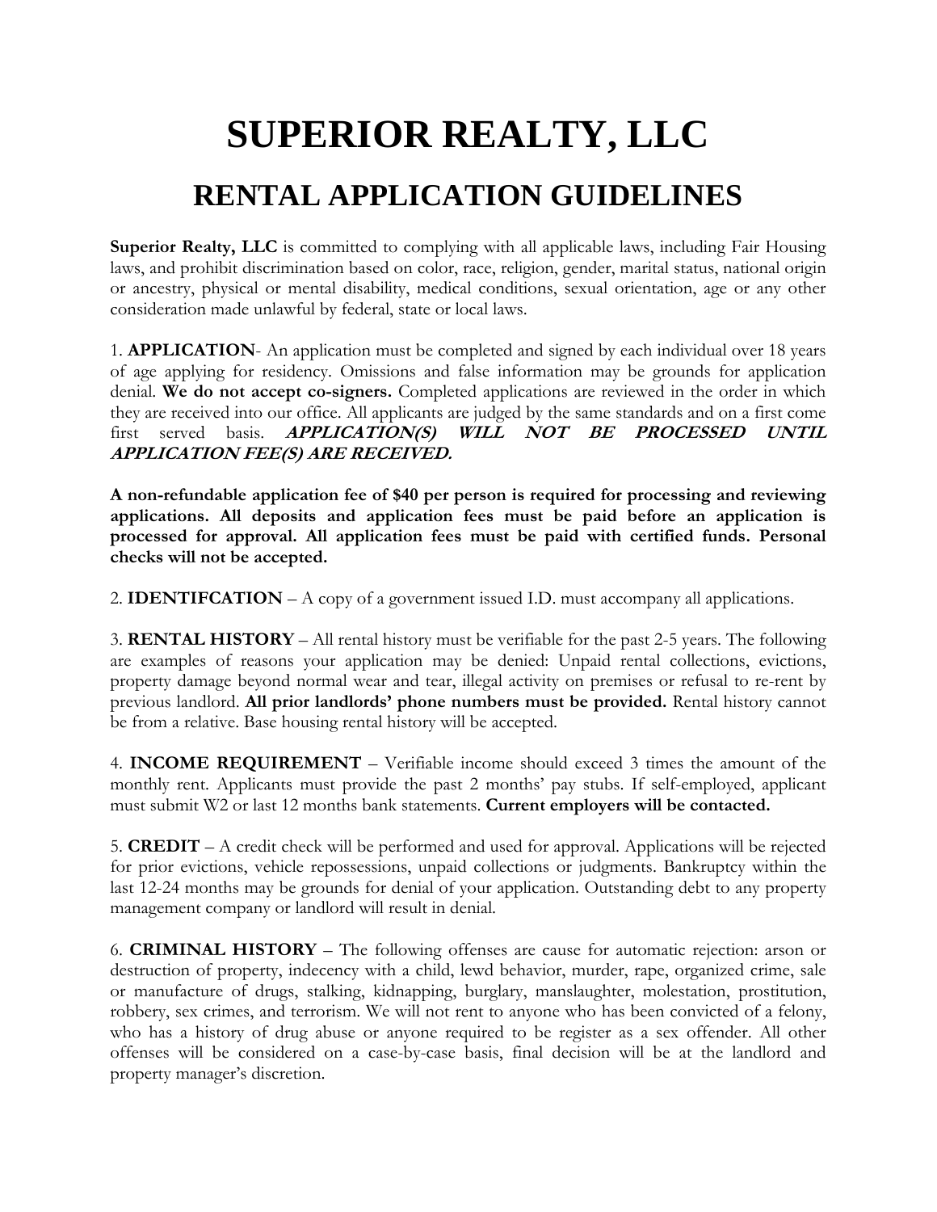# SUPERIOR REALTY, LLC

## RENTAL APPLICATION GUIDELINES

**Superior Realty, LLC** is committed to complying with all applicable laws, including Fair Housing laws, and prohibit discrimination based on color, race, religion, gender, marital status, national origin or ancestry, physical or mental disability, medical conditions, sexual orientation, age or any other consideration made unlawful by federal, state or local laws.

1. **APPLICATION**- An application must be completed and signed by each individual over 18 years of age applying for residency. Omissions and false information may be grounds for application denial. **We do not accept co-signers.** Completed applications are reviewed in the order in which they are received into our office. All applicants are judged by the same standards and on a first come first served basis. ***APPLICATION(S) WILL NOT BE PROCESSED UNTIL APPLICATION FEE(S) ARE RECEIVED.***

**A non-refundable application fee of $40 per person is required for processing and reviewing applications. All deposits and application fees must be paid before an application is processed for approval. All application fees must be paid with certified funds. Personal checks will not be accepted.**

2. **IDENTIFCATION** – A copy of a government issued I.D. must accompany all applications.

3. **RENTAL HISTORY** – All rental history must be verifiable for the past 2-5 years. The following are examples of reasons your application may be denied: Unpaid rental collections, evictions, property damage beyond normal wear and tear, illegal activity on premises or refusal to re-rent by previous landlord. **All prior landlords' phone numbers must be provided.** Rental history cannot be from a relative. Base housing rental history will be accepted.

4. **INCOME REQUIREMENT** – Verifiable income should exceed 3 times the amount of the monthly rent. Applicants must provide the past 2 months' pay stubs. If self-employed, applicant must submit W2 or last 12 months bank statements. **Current employers will be contacted.**

5. **CREDIT** – A credit check will be performed and used for approval. Applications will be rejected for prior evictions, vehicle repossessions, unpaid collections or judgments. Bankruptcy within the last 12-24 months may be grounds for denial of your application. Outstanding debt to any property management company or landlord will result in denial.

6. **CRIMINAL HISTORY** – The following offenses are cause for automatic rejection: arson or destruction of property, indecency with a child, lewd behavior, murder, rape, organized crime, sale or manufacture of drugs, stalking, kidnapping, burglary, manslaughter, molestation, prostitution, robbery, sex crimes, and terrorism. We will not rent to anyone who has been convicted of a felony, who has a history of drug abuse or anyone required to be register as a sex offender. All other offenses will be considered on a case-by-case basis, final decision will be at the landlord and property manager's discretion.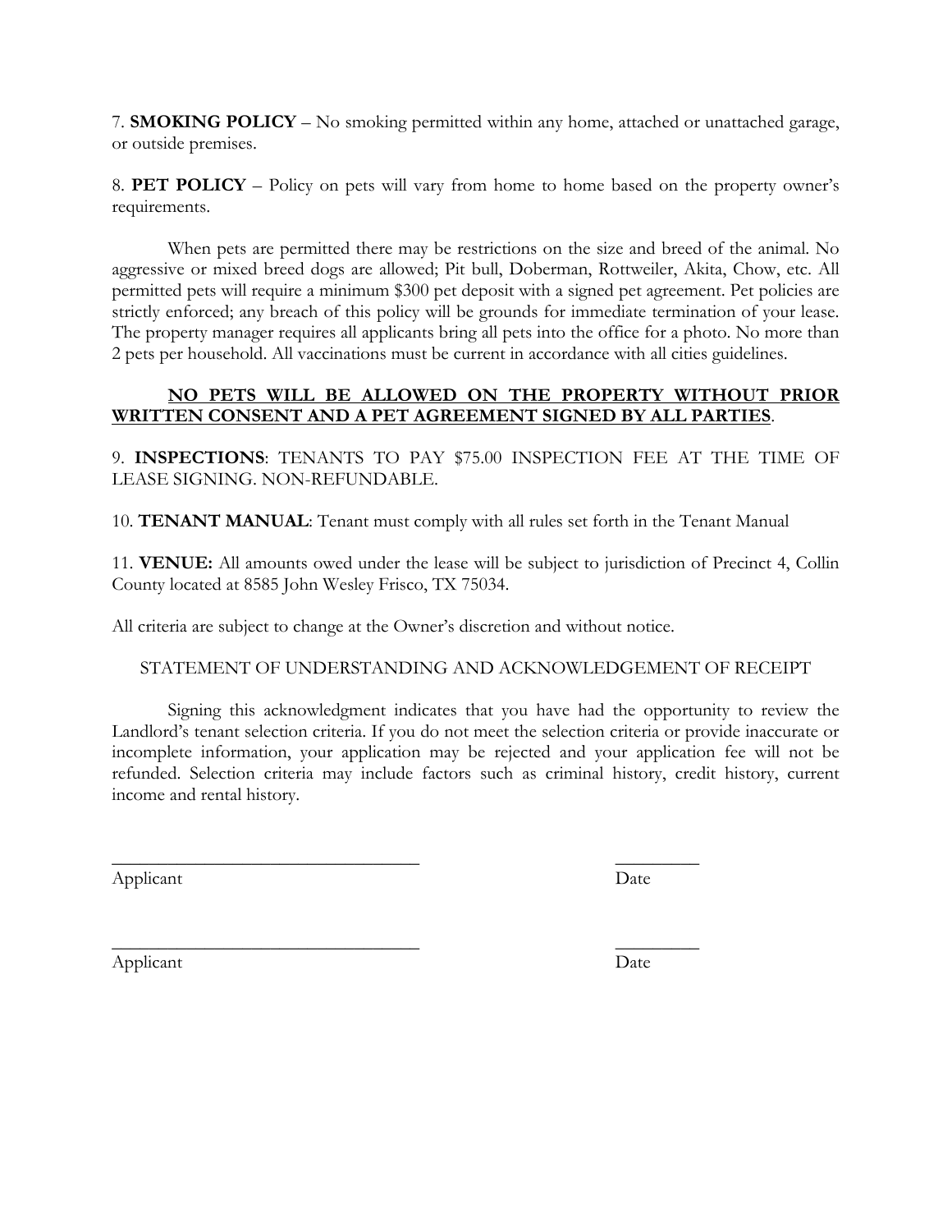7. **SMOKING POLICY** – No smoking permitted within any home, attached or unattached garage, or outside premises.

8. **PET POLICY** – Policy on pets will vary from home to home based on the property owner's requirements.

When pets are permitted there may be restrictions on the size and breed of the animal. No aggressive or mixed breed dogs are allowed; Pit bull, Doberman, Rottweiler, Akita, Chow, etc. All permitted pets will require a minimum $300 pet deposit with a signed pet agreement. Pet policies are strictly enforced; any breach of this policy will be grounds for immediate termination of your lease. The property manager requires all applicants bring all pets into the office for a photo. No more than 2 pets per household. All vaccinations must be current in accordance with all cities guidelines.

**NO PETS WILL BE ALLOWED ON THE PROPERTY WITHOUT PRIOR WRITTEN CONSENT AND A PET AGREEMENT SIGNED BY ALL PARTIES**.

9. **INSPECTIONS**: TENANTS TO PAY $75.00 INSPECTION FEE AT THE TIME OF LEASE SIGNING. NON-REFUNDABLE.

10. **TENANT MANUAL**: Tenant must comply with all rules set forth in the Tenant Manual

11. **VENUE:** All amounts owed under the lease will be subject to jurisdiction of Precinct 4, Collin County located at 8585 John Wesley Frisco, TX 75034.

All criteria are subject to change at the Owner's discretion and without notice.

STATEMENT OF UNDERSTANDING AND ACKNOWLEDGEMENT OF RECEIPT

Signing this acknowledgment indicates that you have had the opportunity to review the Landlord's tenant selection criteria. If you do not meet the selection criteria or provide inaccurate or incomplete information, your application may be rejected and your application fee will not be refunded. Selection criteria may include factors such as criminal history, credit history, current income and rental history.

_________________________________ _________

Applicant Date

_________________________________ _________

Applicant Date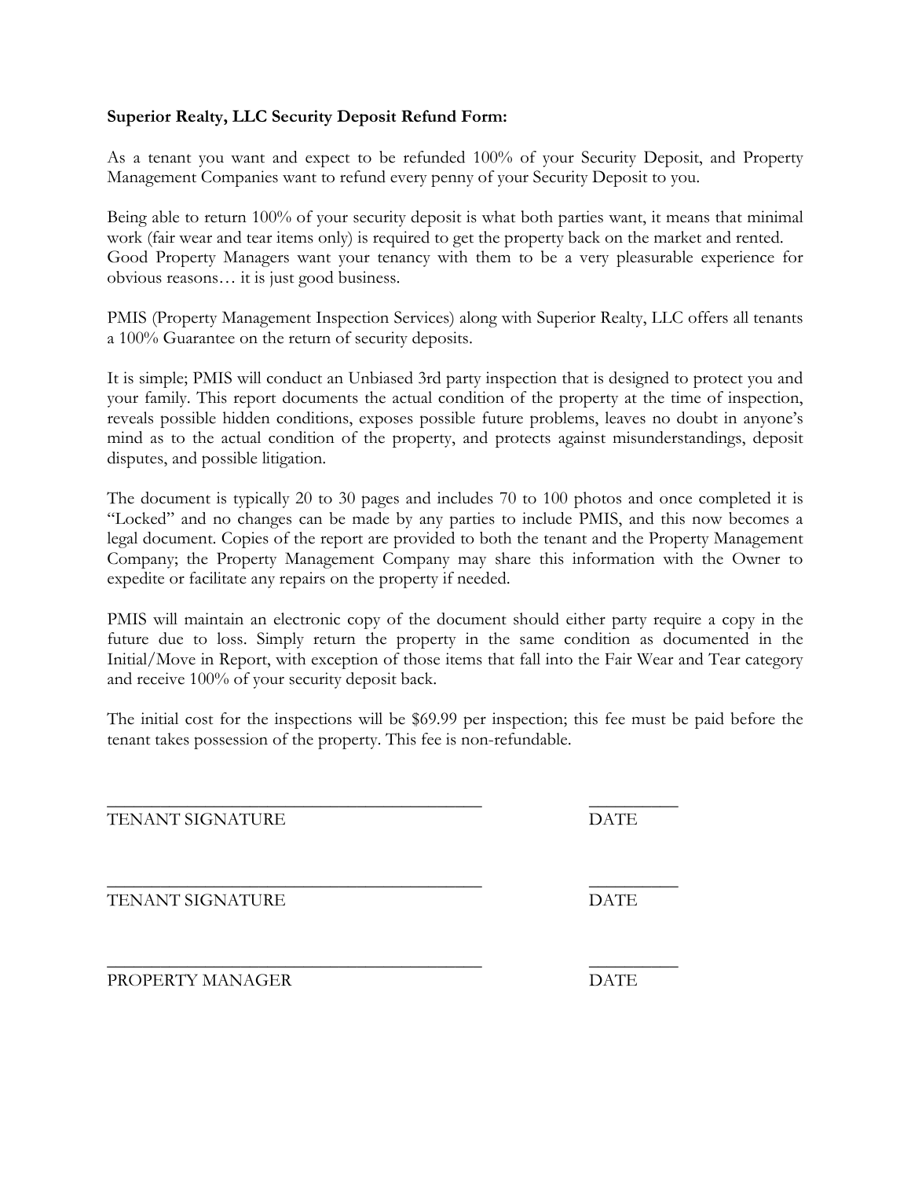**Superior Realty, LLC Security Deposit Refund Form:**

As a tenant you want and expect to be refunded 100% of your Security Deposit, and Property Management Companies want to refund every penny of your Security Deposit to you.

Being able to return 100% of your security deposit is what both parties want, it means that minimal work (fair wear and tear items only) is required to get the property back on the market and rented. Good Property Managers want your tenancy with them to be a very pleasurable experience for obvious reasons… it is just good business.

PMIS (Property Management Inspection Services) along with Superior Realty, LLC offers all tenants a 100% Guarantee on the return of security deposits.

It is simple; PMIS will conduct an Unbiased 3rd party inspection that is designed to protect you and your family. This report documents the actual condition of the property at the time of inspection, reveals possible hidden conditions, exposes possible future problems, leaves no doubt in anyone's mind as to the actual condition of the property, and protects against misunderstandings, deposit disputes, and possible litigation.

The document is typically 20 to 30 pages and includes 70 to 100 photos and once completed it is "Locked" and no changes can be made by any parties to include PMIS, and this now becomes a legal document. Copies of the report are provided to both the tenant and the Property Management Company; the Property Management Company may share this information with the Owner to expedite or facilitate any repairs on the property if needed.

PMIS will maintain an electronic copy of the document should either party require a copy in the future due to loss. Simply return the property in the same condition as documented in the Initial/Move in Report, with exception of those items that fall into the Fair Wear and Tear category and receive 100% of your security deposit back.

The initial cost for the inspections will be $69.99 per inspection; this fee must be paid before the tenant takes possession of the property. This fee is non-refundable.

\_\_\_\_\_\_\_\_\_\_\_\_\_\_\_\_\_\_\_\_\_\_\_\_\_\_\_\_\_\_\_\_\_\_\_\_\_\_\_\_ \_\_\_\_\_\_\_\_\_\_

TENANT SIGNATURE DATE

\_\_\_\_\_\_\_\_\_\_\_\_\_\_\_\_\_\_\_\_\_\_\_\_\_\_\_\_\_\_\_\_\_\_\_\_\_\_\_\_ \_\_\_\_\_\_\_\_\_\_

TENANT SIGNATURE DATE

\_\_\_\_\_\_\_\_\_\_\_\_\_\_\_\_\_\_\_\_\_\_\_\_\_\_\_\_\_\_\_\_\_\_\_\_\_\_\_\_ \_\_\_\_\_\_\_\_\_\_

PROPERTY MANAGER DATE